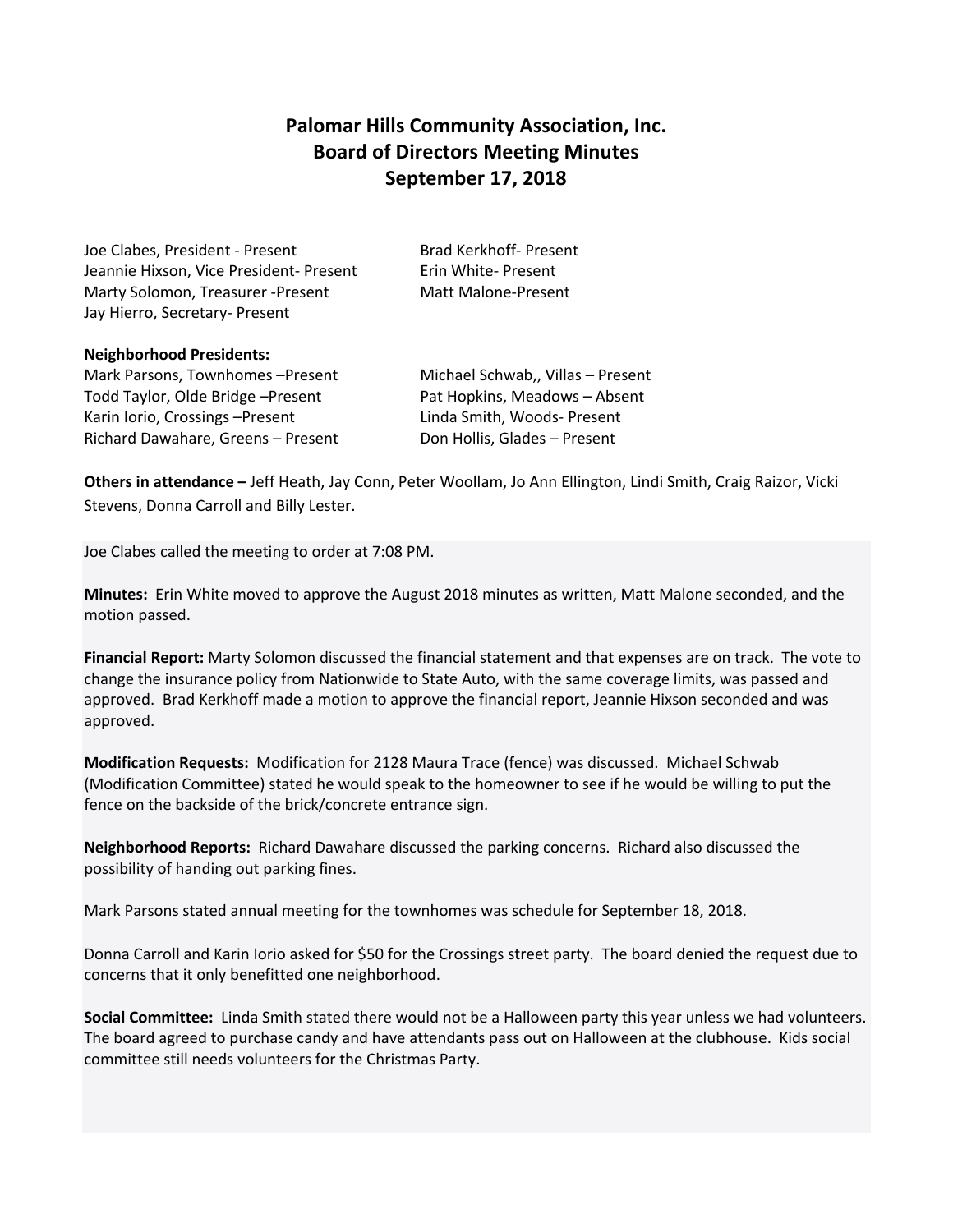# Palomar Hills Community Association, Inc.
## Board of Directors Meeting Minutes
### September 17, 2018

Joe Clabes, President - Present
Jeannie Hixson, Vice President- Present
Marty Solomon, Treasurer -Present
Jay Hierro, Secretary- Present
Brad Kerkhoff- Present
Erin White- Present
Matt Malone-Present

**Neighborhood Presidents:**

Mark Parsons, Townhomes –Present
Todd Taylor, Olde Bridge –Present
Karin Iorio, Crossings –Present
Richard Dawahare, Greens – Present
Michael Schwab,, Villas – Present
Pat Hopkins, Meadows – Absent
Linda Smith, Woods- Present
Don Hollis, Glades – Present

**Others in attendance –** Jeff Heath, Jay Conn, Peter Woollam, Jo Ann Ellington, Lindi Smith, Craig Raizor, Vicki Stevens, Donna Carroll and Billy Lester.

Joe Clabes called the meeting to order at 7:08 PM.

**Minutes:** Erin White moved to approve the August 2018 minutes as written, Matt Malone seconded, and the motion passed.

**Financial Report:** Marty Solomon discussed the financial statement and that expenses are on track. The vote to change the insurance policy from Nationwide to State Auto, with the same coverage limits, was passed and approved. Brad Kerkhoff made a motion to approve the financial report, Jeannie Hixson seconded and was approved.

**Modification Requests:** Modification for 2128 Maura Trace (fence) was discussed. Michael Schwab (Modification Committee) stated he would speak to the homeowner to see if he would be willing to put the fence on the backside of the brick/concrete entrance sign.

**Neighborhood Reports:** Richard Dawahare discussed the parking concerns. Richard also discussed the possibility of handing out parking fines.

Mark Parsons stated annual meeting for the townhomes was schedule for September 18, 2018.

Donna Carroll and Karin Iorio asked for $50 for the Crossings street party. The board denied the request due to concerns that it only benefitted one neighborhood.

**Social Committee:** Linda Smith stated there would not be a Halloween party this year unless we had volunteers. The board agreed to purchase candy and have attendants pass out on Halloween at the clubhouse. Kids social committee still needs volunteers for the Christmas Party.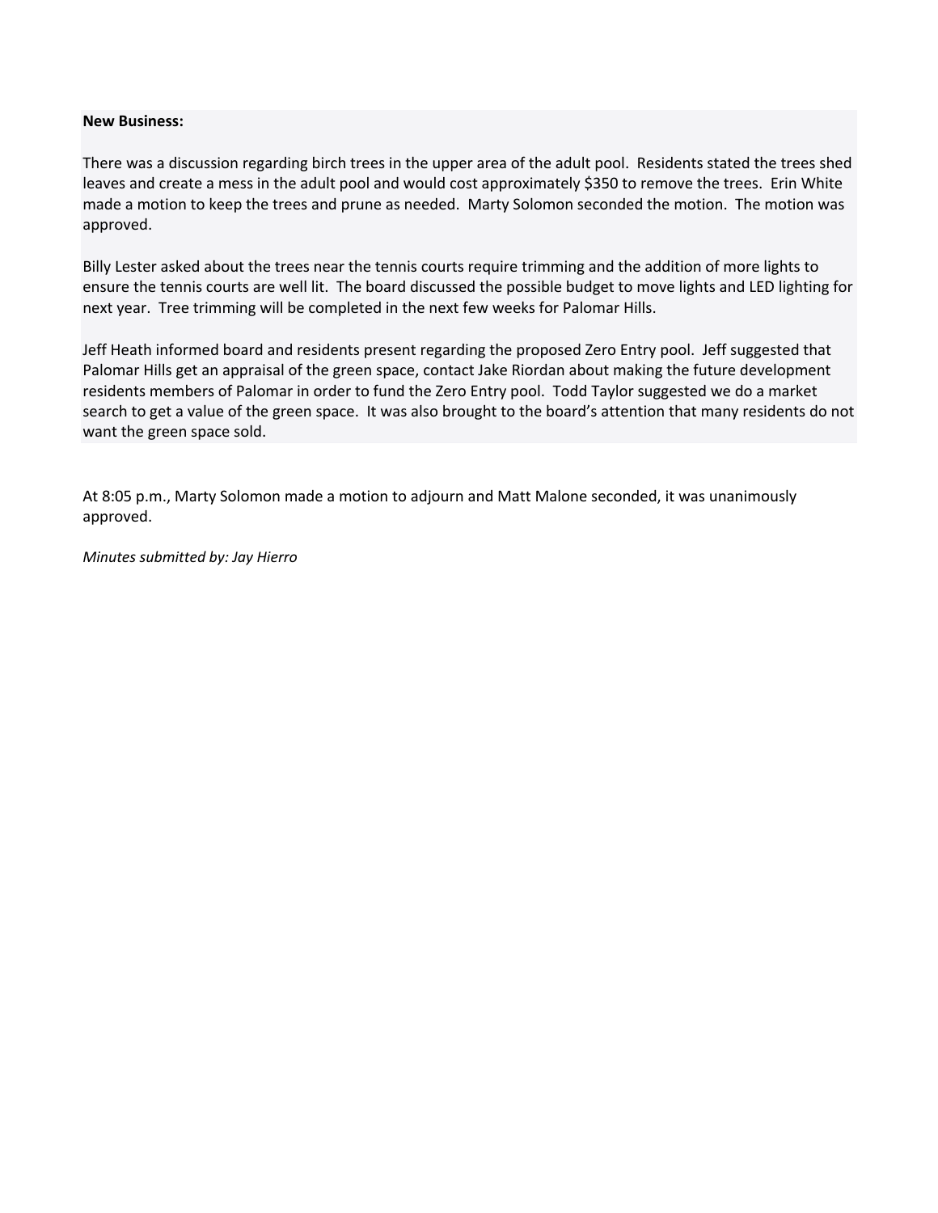**New Business:**

There was a discussion regarding birch trees in the upper area of the adult pool. Residents stated the trees shed leaves and create a mess in the adult pool and would cost approximately $350 to remove the trees. Erin White made a motion to keep the trees and prune as needed. Marty Solomon seconded the motion. The motion was approved.

Billy Lester asked about the trees near the tennis courts require trimming and the addition of more lights to ensure the tennis courts are well lit. The board discussed the possible budget to move lights and LED lighting for next year. Tree trimming will be completed in the next few weeks for Palomar Hills.

Jeff Heath informed board and residents present regarding the proposed Zero Entry pool. Jeff suggested that Palomar Hills get an appraisal of the green space, contact Jake Riordan about making the future development residents members of Palomar in order to fund the Zero Entry pool. Todd Taylor suggested we do a market search to get a value of the green space. It was also brought to the board's attention that many residents do not want the green space sold.

At 8:05 p.m., Marty Solomon made a motion to adjourn and Matt Malone seconded, it was unanimously approved.

*Minutes submitted by: Jay Hierro*